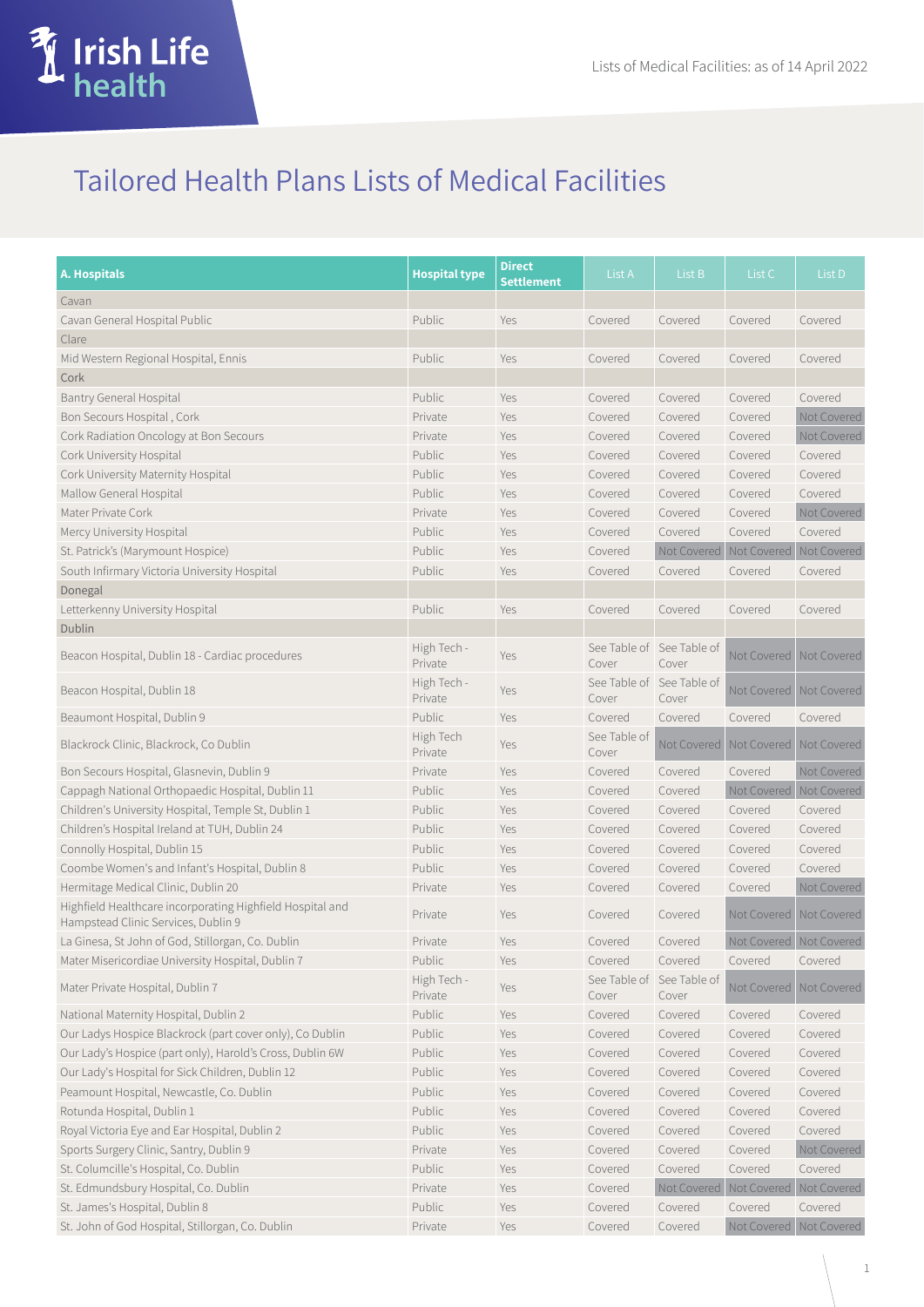Lists of Medical Facilities: as of 14 April 2022

# Tailored Health Plans Lists of Medical Facilities

| A. Hospitals | Hospital type | Direct Settlement | List A | List B | List C | List D |
|---|---|---|---|---|---|---|
| Cavan | | | | | | |
| Cavan General Hospital Public | Public | Yes | Covered | Covered | Covered | Covered |
| Clare | | | | | | |
| Mid Western Regional Hospital, Ennis | Public | Yes | Covered | Covered | Covered | Covered |
| Cork | | | | | | |
| Bantry General Hospital | Public | Yes | Covered | Covered | Covered | Covered |
| Bon Secours Hospital , Cork | Private | Yes | Covered | Covered | Covered | Not Covered |
| Cork Radiation Oncology at Bon Secours | Private | Yes | Covered | Covered | Covered | Not Covered |
| Cork University Hospital | Public | Yes | Covered | Covered | Covered | Covered |
| Cork University Maternity Hospital | Public | Yes | Covered | Covered | Covered | Covered |
| Mallow General Hospital | Public | Yes | Covered | Covered | Covered | Covered |
| Mater Private Cork | Private | Yes | Covered | Covered | Covered | Not Covered |
| Mercy University Hospital | Public | Yes | Covered | Covered | Covered | Covered |
| St. Patrick's (Marymount Hospice) | Public | Yes | Covered | Not Covered | Not Covered | Not Covered |
| South Infirmary Victoria University Hospital | Public | Yes | Covered | Covered | Covered | Covered |
| Donegal | | | | | | |
| Letterkenny University Hospital | Public | Yes | Covered | Covered | Covered | Covered |
| Dublin | | | | | | |
| Beacon Hospital, Dublin 18 - Cardiac procedures | High Tech - Private | Yes | See Table of Cover | See Table of Cover | Not Covered | Not Covered |
| Beacon Hospital, Dublin 18 | High Tech - Private | Yes | See Table of Cover | See Table of Cover | Not Covered | Not Covered |
| Beaumont Hospital, Dublin 9 | Public | Yes | Covered | Covered | Covered | Covered |
| Blackrock Clinic, Blackrock, Co Dublin | High Tech Private | Yes | See Table of Cover | Not Covered | Not Covered | Not Covered |
| Bon Secours Hospital, Glasnevin, Dublin 9 | Private | Yes | Covered | Covered | Covered | Not Covered |
| Cappagh National Orthopaedic Hospital, Dublin 11 | Public | Yes | Covered | Covered | Not Covered | Not Covered |
| Children's University Hospital, Temple St, Dublin 1 | Public | Yes | Covered | Covered | Covered | Covered |
| Children's Hospital Ireland at TUH, Dublin 24 | Public | Yes | Covered | Covered | Covered | Covered |
| Connolly Hospital, Dublin 15 | Public | Yes | Covered | Covered | Covered | Covered |
| Coombe Women's and Infant's Hospital, Dublin 8 | Public | Yes | Covered | Covered | Covered | Covered |
| Hermitage Medical Clinic, Dublin 20 | Private | Yes | Covered | Covered | Covered | Not Covered |
| Highfield Healthcare incorporating Highfield Hospital and Hampstead Clinic Services, Dublin 9 | Private | Yes | Covered | Covered | Not Covered | Not Covered |
| La Ginesa, St John of God, Stillorgan, Co. Dublin | Private | Yes | Covered | Covered | Not Covered | Not Covered |
| Mater Misericordiae University Hospital, Dublin 7 | Public | Yes | Covered | Covered | Covered | Covered |
| Mater Private Hospital, Dublin 7 | High Tech - Private | Yes | See Table of Cover | See Table of Cover | Not Covered | Not Covered |
| National Maternity Hospital, Dublin 2 | Public | Yes | Covered | Covered | Covered | Covered |
| Our Ladys Hospice Blackrock (part cover only), Co Dublin | Public | Yes | Covered | Covered | Covered | Covered |
| Our Lady's Hospice (part only), Harold's Cross, Dublin 6W | Public | Yes | Covered | Covered | Covered | Covered |
| Our Lady's Hospital for Sick Children, Dublin 12 | Public | Yes | Covered | Covered | Covered | Covered |
| Peamount Hospital, Newcastle, Co. Dublin | Public | Yes | Covered | Covered | Covered | Covered |
| Rotunda Hospital, Dublin 1 | Public | Yes | Covered | Covered | Covered | Covered |
| Royal Victoria Eye and Ear Hospital, Dublin 2 | Public | Yes | Covered | Covered | Covered | Covered |
| Sports Surgery Clinic, Santry, Dublin 9 | Private | Yes | Covered | Covered | Covered | Not Covered |
| St. Columcille's Hospital, Co. Dublin | Public | Yes | Covered | Covered | Covered | Covered |
| St. Edmundsbury Hospital, Co. Dublin | Private | Yes | Covered | Not Covered | Not Covered | Not Covered |
| St. James's Hospital, Dublin 8 | Public | Yes | Covered | Covered | Covered | Covered |
| St. John of God Hospital, Stillorgan, Co. Dublin | Private | Yes | Covered | Covered | Not Covered | Not Covered |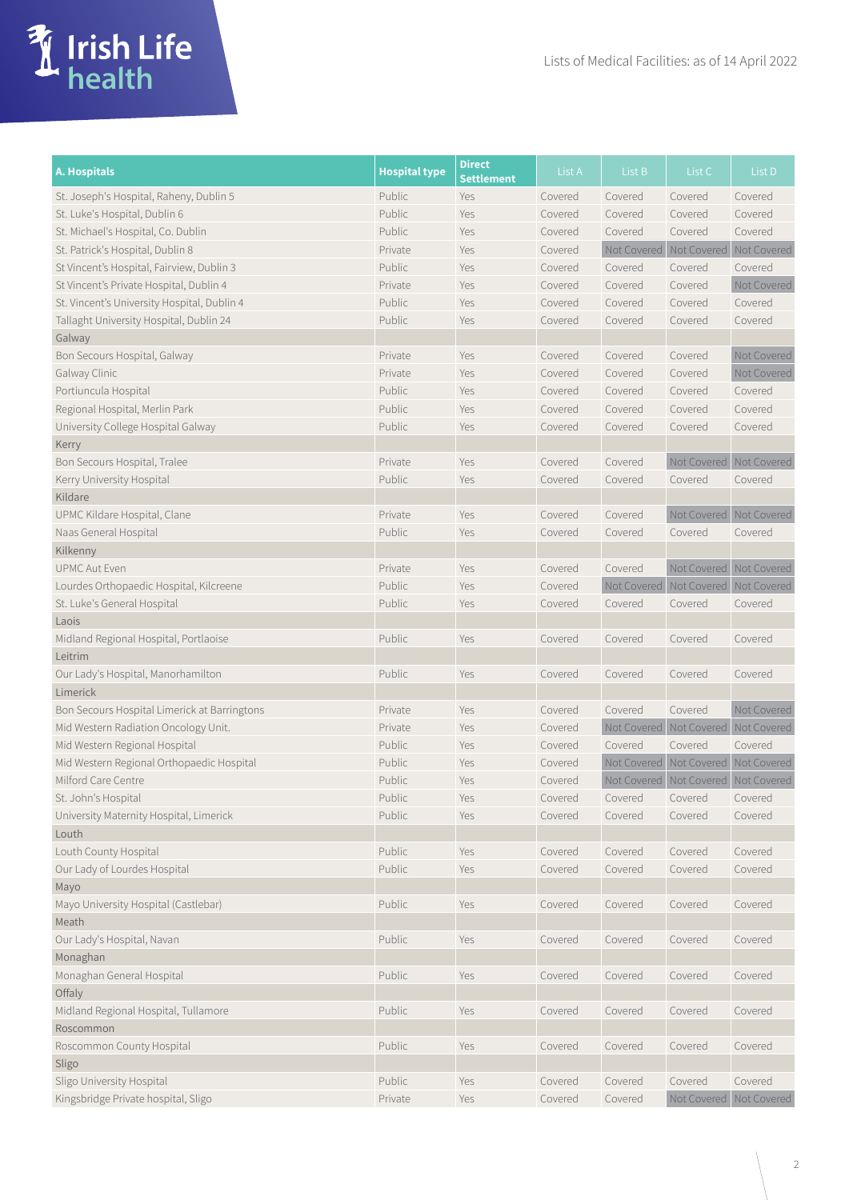| A. Hospitals | Hospital type | Direct Settlement | List A | List B | List C | List D |
|---|---|---|---|---|---|---|
| St. Joseph's Hospital, Raheny, Dublin 5 | Public | Yes | Covered | Covered | Covered | Covered |
| St. Luke's Hospital, Dublin 6 | Public | Yes | Covered | Covered | Covered | Covered |
| St. Michael's Hospital, Co. Dublin | Public | Yes | Covered | Covered | Covered | Covered |
| St. Patrick's Hospital, Dublin 8 | Private | Yes | Covered | Not Covered | Not Covered | Not Covered |
| St Vincent's Hospital, Fairview, Dublin 3 | Public | Yes | Covered | Covered | Covered | Covered |
| St Vincent's Private Hospital, Dublin 4 | Private | Yes | Covered | Covered | Covered | Not Covered |
| St. Vincent's University Hospital, Dublin 4 | Public | Yes | Covered | Covered | Covered | Covered |
| Tallaght University Hospital, Dublin 24 | Public | Yes | Covered | Covered | Covered | Covered |
| Galway | | | | | | |
| Bon Secours Hospital, Galway | Private | Yes | Covered | Covered | Covered | Not Covered |
| Galway Clinic | Private | Yes | Covered | Covered | Covered | Not Covered |
| Portiuncula Hospital | Public | Yes | Covered | Covered | Covered | Covered |
| Regional Hospital, Merlin Park | Public | Yes | Covered | Covered | Covered | Covered |
| University College Hospital Galway | Public | Yes | Covered | Covered | Covered | Covered |
| Kerry | | | | | | |
| Bon Secours Hospital, Tralee | Private | Yes | Covered | Covered | Not Covered | Not Covered |
| Kerry University Hospital | Public | Yes | Covered | Covered | Covered | Covered |
| Kildare | | | | | | |
| UPMC Kildare Hospital, Clane | Private | Yes | Covered | Covered | Not Covered | Not Covered |
| Naas General Hospital | Public | Yes | Covered | Covered | Covered | Covered |
| Kilkenny | | | | | | |
| UPMC Aut Even | Private | Yes | Covered | Covered | Not Covered | Not Covered |
| Lourdes Orthopaedic Hospital, Kilcreene | Public | Yes | Covered | Not Covered | Not Covered | Not Covered |
| St. Luke's General Hospital | Public | Yes | Covered | Covered | Covered | Covered |
| Laois | | | | | | |
| Midland Regional Hospital, Portlaoise | Public | Yes | Covered | Covered | Covered | Covered |
| Leitrim | | | | | | |
| Our Lady's Hospital, Manorhamilton | Public | Yes | Covered | Covered | Covered | Covered |
| Limerick | | | | | | |
| Bon Secours Hospital Limerick at Barringtons | Private | Yes | Covered | Covered | Covered | Not Covered |
| Mid Western Radiation Oncology Unit. | Private | Yes | Covered | Not Covered | Not Covered | Not Covered |
| Mid Western Regional Hospital | Public | Yes | Covered | Covered | Covered | Covered |
| Mid Western Regional Orthopaedic Hospital | Public | Yes | Covered | Not Covered | Not Covered | Not Covered |
| Milford Care Centre | Public | Yes | Covered | Not Covered | Not Covered | Not Covered |
| St. John's Hospital | Public | Yes | Covered | Covered | Covered | Covered |
| University Maternity Hospital, Limerick | Public | Yes | Covered | Covered | Covered | Covered |
| Louth | | | | | | |
| Louth County Hospital | Public | Yes | Covered | Covered | Covered | Covered |
| Our Lady of Lourdes Hospital | Public | Yes | Covered | Covered | Covered | Covered |
| Mayo | | | | | | |
| Mayo University Hospital (Castlebar) | Public | Yes | Covered | Covered | Covered | Covered |
| Meath | | | | | | |
| Our Lady's Hospital, Navan | Public | Yes | Covered | Covered | Covered | Covered |
| Monaghan | | | | | | |
| Monaghan General Hospital | Public | Yes | Covered | Covered | Covered | Covered |
| Offaly | | | | | | |
| Midland Regional Hospital, Tullamore | Public | Yes | Covered | Covered | Covered | Covered |
| Roscommon | | | | | | |
| Roscommon County Hospital | Public | Yes | Covered | Covered | Covered | Covered |
| Sligo | | | | | | |
| Sligo University Hospital | Public | Yes | Covered | Covered | Covered | Covered |
| Kingsbridge Private hospital, Sligo | Private | Yes | Covered | Covered | Not Covered | Not Covered |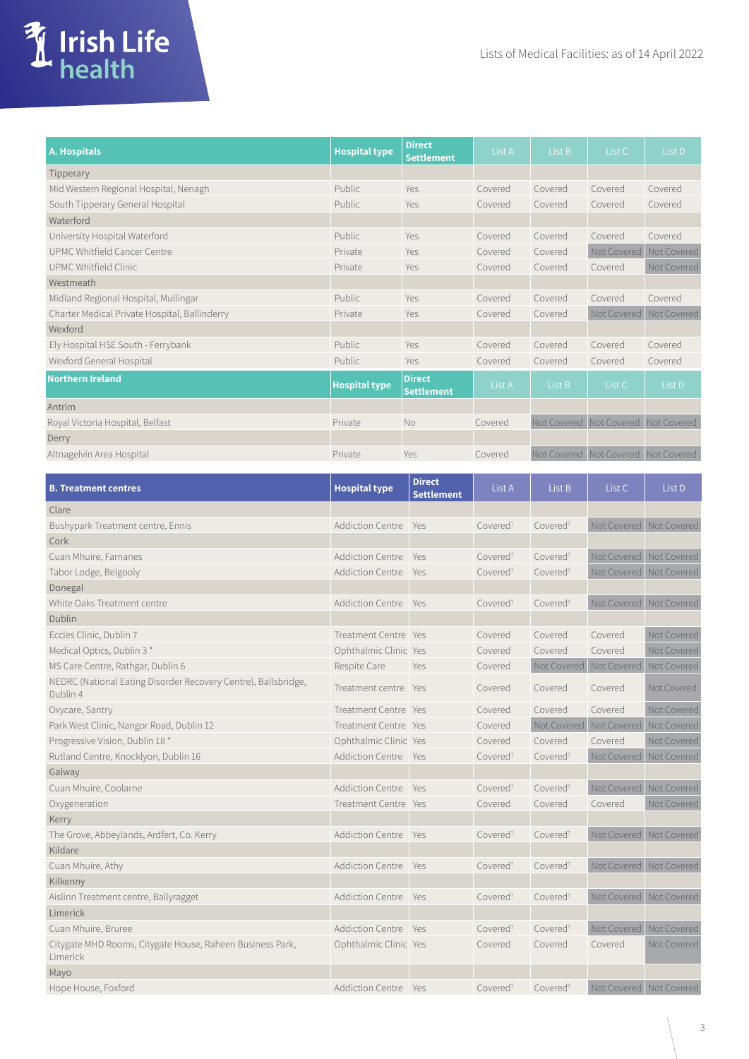Lists of Medical Facilities: as of 14 April 2022

| A. Hospitals | Hospital type | Direct Settlement | List A | List B | List C | List D |
|---|---|---|---|---|---|---|
| Tipperary | | | | | | |
| Mid Western Regional Hospital, Nenagh | Public | Yes | Covered | Covered | Covered | Covered |
| South Tipperary General Hospital | Public | Yes | Covered | Covered | Covered | Covered |
| Waterford | | | | | | |
| University Hospital Waterford | Public | Yes | Covered | Covered | Covered | Covered |
| UPMC Whitfield Cancer Centre | Private | Yes | Covered | Covered | Not Covered | Not Covered |
| UPMC Whitfield Clinic | Private | Yes | Covered | Covered | Covered | Not Covered |
| Westmeath | | | | | | |
| Midland Regional Hospital, Mullingar | Public | Yes | Covered | Covered | Covered | Covered |
| Charter Medical Private Hospital, Ballinderry | Private | Yes | Covered | Covered | Not Covered | Not Covered |
| Wexford | | | | | | |
| Ely Hospital HSE South - Ferrybank | Public | Yes | Covered | Covered | Covered | Covered |
| Wexford General Hospital | Public | Yes | Covered | Covered | Covered | Covered |
| **Northern Ireland** | **Hospital type** | **Direct Settlement** | **List A** | **List B** | **List C** | **List D** |
| Antrim | | | | | | |
| Royal Victoria Hospital, Belfast | Private | No | Covered | Not Covered | Not Covered | Not Covered |
| Derry | | | | | | |
| Altnagelvin Area Hospital | Private | Yes | Covered | Not Covered | Not Covered | Not Covered |

| B. Treatment centres | Hospital type | Direct Settlement | List A | List B | List C | List D |
|---|---|---|---|---|---|---|
| Clare | | | | | | |
| Bushypark Treatment centre, Ennis | Addiction Centre | Yes | Covered† | Covered† | Not Covered | Not Covered |
| Cork | | | | | | |
| Cuan Mhuire, Farnanes | Addiction Centre | Yes | Covered† | Covered† | Not Covered | Not Covered |
| Tabor Lodge, Belgooly | Addiction Centre | Yes | Covered† | Covered† | Not Covered | Not Covered |
| Donegal | | | | | | |
| White Oaks Treatment centre | Addiction Centre | Yes | Covered† | Covered† | Not Covered | Not Covered |
| Dublin | | | | | | |
| Eccles Clinic, Dublin 7 | Treatment Centre | Yes | Covered | Covered | Covered | Not Covered |
| Medical Optics, Dublin 3 * | Ophthalmic Clinic | Yes | Covered | Covered | Covered | Not Covered |
| MS Care Centre, Rathgar, Dublin 6 | Respite Care | Yes | Covered | Not Covered | Not Covered | Not Covered |
| NEDRC (National Eating Disorder Recovery Centre), Ballsbridge, Dublin 4 | Treatment centre | Yes | Covered | Covered | Covered | Not Covered |
| Oxycare, Santry | Treatment Centre | Yes | Covered | Covered | Covered | Not Covered |
| Park West Clinic, Nangor Road, Dublin 12 | Treatment Centre | Yes | Covered | Not Covered | Not Covered | Not Covered |
| Progressive Vision, Dublin 18 * | Ophthalmic Clinic | Yes | Covered | Covered | Covered | Not Covered |
| Rutland Centre, Knocklyon, Dublin 16 | Addiction Centre | Yes | Covered† | Covered† | Not Covered | Not Covered |
| Galway | | | | | | |
| Cuan Mhuire, Coolarne | Addiction Centre | Yes | Covered† | Covered† | Not Covered | Not Covered |
| Oxygeneration | Treatment Centre | Yes | Covered | Covered | Covered | Not Covered |
| Kerry | | | | | | |
| The Grove, Abbeylands, Ardfert, Co. Kerry | Addiction Centre | Yes | Covered† | Covered† | Not Covered | Not Covered |
| Kildare | | | | | | |
| Cuan Mhuire, Athy | Addiction Centre | Yes | Covered† | Covered† | Not Covered | Not Covered |
| Kilkenny | | | | | | |
| Aislinn Treatment centre, Ballyragget | Addiction Centre | Yes | Covered† | Covered† | Not Covered | Not Covered |
| Limerick | | | | | | |
| Cuan Mhuire, Bruree | Addiction Centre | Yes | Covered† | Covered† | Not Covered | Not Covered |
| Citygate MHD Rooms, Citygate House, Raheen Business Park, Limerick | Ophthalmic Clinic | Yes | Covered | Covered | Covered | Not Covered |
| Mayo | | | | | | |
| Hope House, Foxford | Addiction Centre | Yes | Covered† | Covered† | Not Covered | Not Covered |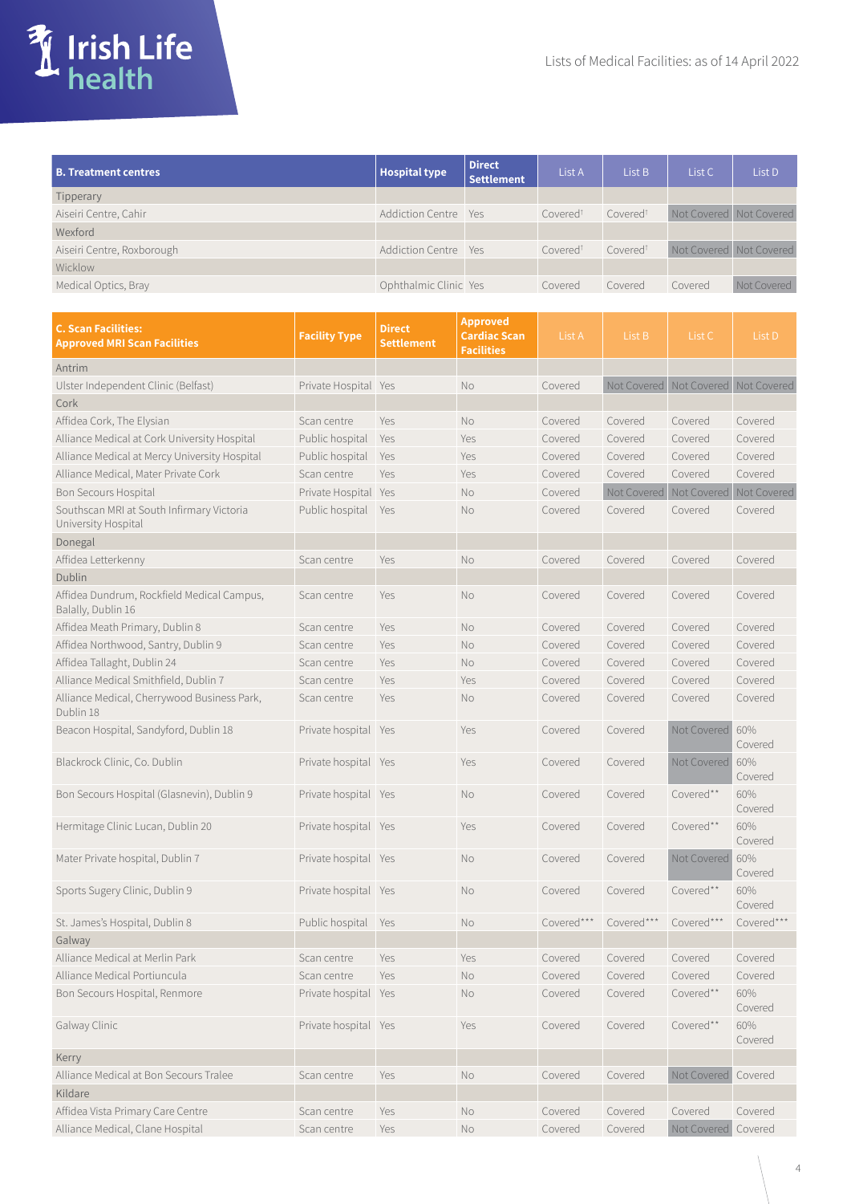Lists of Medical Facilities: as of 14 April 2022

| B. Treatment centres | Hospital type | Direct Settlement | List A | List B | List C | List D |
|---|---|---|---|---|---|---|
| Tipperary | | | | | | |
| Aiseiri Centre, Cahir | Addiction Centre | Yes | Covered† | Covered† | Not Covered | Not Covered |
| Wexford | | | | | | |
| Aiseiri Centre, Roxborough | Addiction Centre | Yes | Covered† | Covered† | Not Covered | Not Covered |
| Wicklow | | | | | | |
| Medical Optics, Bray | Ophthalmic Clinic | Yes | Covered | Covered | Covered | Not Covered |

| C. Scan Facilities: Approved MRI Scan Facilities | Facility Type | Direct Settlement | Approved Cardiac Scan Facilities | List A | List B | List C | List D |
|---|---|---|---|---|---|---|---|
| Antrim | | | | | | | |
| Ulster Independent Clinic (Belfast) | Private Hospital | Yes | No | Covered | Not Covered | Not Covered | Not Covered |
| Cork | | | | | | | |
| Affidea Cork, The Elysian | Scan centre | Yes | No | Covered | Covered | Covered | Covered |
| Alliance Medical at Cork University Hospital | Public hospital | Yes | Yes | Covered | Covered | Covered | Covered |
| Alliance Medical at Mercy University Hospital | Public hospital | Yes | Yes | Covered | Covered | Covered | Covered |
| Alliance Medical, Mater Private Cork | Scan centre | Yes | Yes | Covered | Covered | Covered | Covered |
| Bon Secours Hospital | Private Hospital | Yes | No | Covered | Not Covered | Not Covered | Not Covered |
| Southscan MRI at South Infirmary Victoria University Hospital | Public hospital | Yes | No | Covered | Covered | Covered | Covered |
| Donegal | | | | | | | |
| Affidea Letterkenny | Scan centre | Yes | No | Covered | Covered | Covered | Covered |
| Dublin | | | | | | | |
| Affidea Dundrum, Rockfield Medical Campus, Balally, Dublin 16 | Scan centre | Yes | No | Covered | Covered | Covered | Covered |
| Affidea Meath Primary, Dublin 8 | Scan centre | Yes | No | Covered | Covered | Covered | Covered |
| Affidea Northwood, Santry, Dublin 9 | Scan centre | Yes | No | Covered | Covered | Covered | Covered |
| Affidea Tallaght, Dublin 24 | Scan centre | Yes | No | Covered | Covered | Covered | Covered |
| Alliance Medical Smithfield, Dublin 7 | Scan centre | Yes | Yes | Covered | Covered | Covered | Covered |
| Alliance Medical, Cherrywood Business Park, Dublin 18 | Scan centre | Yes | No | Covered | Covered | Covered | Covered |
| Beacon Hospital, Sandyford, Dublin 18 | Private hospital | Yes | Yes | Covered | Covered | Not Covered | 60% Covered |
| Blackrock Clinic, Co. Dublin | Private hospital | Yes | Yes | Covered | Covered | Not Covered | 60% Covered |
| Bon Secours Hospital (Glasnevin), Dublin 9 | Private hospital | Yes | No | Covered | Covered | Covered** | 60% Covered |
| Hermitage Clinic Lucan, Dublin 20 | Private hospital | Yes | Yes | Covered | Covered | Covered** | 60% Covered |
| Mater Private hospital, Dublin 7 | Private hospital | Yes | No | Covered | Covered | Not Covered | 60% Covered |
| Sports Sugery Clinic, Dublin 9 | Private hospital | Yes | No | Covered | Covered | Covered** | 60% Covered |
| St. James's Hospital, Dublin 8 | Public hospital | Yes | No | Covered*** | Covered*** | Covered*** | Covered*** |
| Galway | | | | | | | |
| Alliance Medical at Merlin Park | Scan centre | Yes | Yes | Covered | Covered | Covered | Covered |
| Alliance Medical Portiuncula | Scan centre | Yes | No | Covered | Covered | Covered | Covered |
| Bon Secours Hospital, Renmore | Private hospital | Yes | No | Covered | Covered | Covered** | 60% Covered |
| Galway Clinic | Private hospital | Yes | Yes | Covered | Covered | Covered** | 60% Covered |
| Kerry | | | | | | | |
| Alliance Medical at Bon Secours Tralee | Scan centre | Yes | No | Covered | Covered | Not Covered | Covered |
| Kildare | | | | | | | |
| Affidea Vista Primary Care Centre | Scan centre | Yes | No | Covered | Covered | Covered | Covered |
| Alliance Medical, Clane Hospital | Scan centre | Yes | No | Covered | Covered | Not Covered | Covered |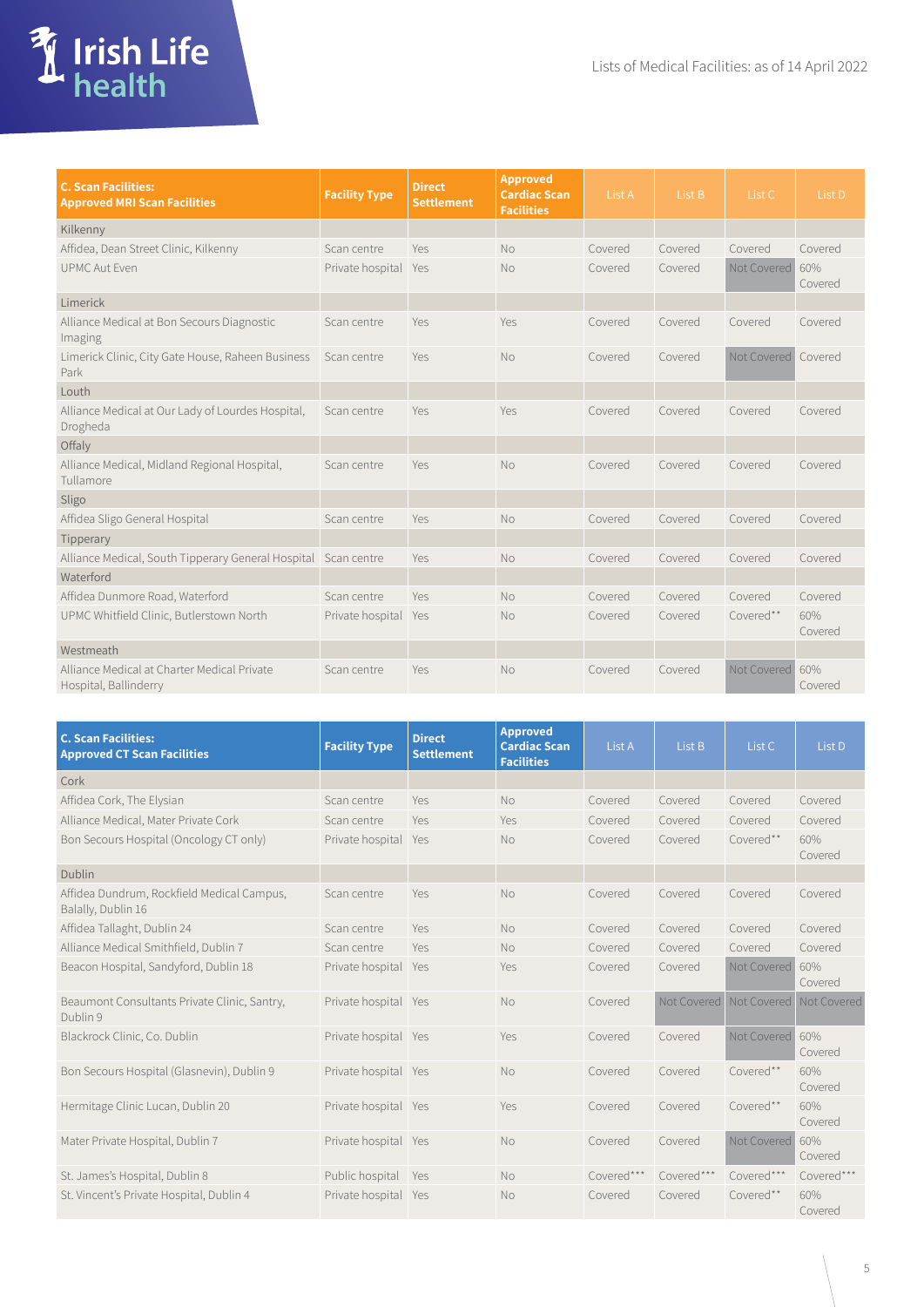Lists of Medical Facilities: as of 14 April 2022

| C. Scan Facilities: Approved MRI Scan Facilities | Facility Type | Direct Settlement | Approved Cardiac Scan Facilities | List A | List B | List C | List D |
|---|---|---|---|---|---|---|---|
| Kilkenny | | | | | | | |
| Affidea, Dean Street Clinic, Kilkenny | Scan centre | Yes | No | Covered | Covered | Covered | Covered |
| UPMC Aut Even | Private hospital | Yes | No | Covered | Covered | Not Covered | 60% Covered |
| Limerick | | | | | | | |
| Alliance Medical at Bon Secours Diagnostic Imaging | Scan centre | Yes | Yes | Covered | Covered | Covered | Covered |
| Limerick Clinic, City Gate House, Raheen Business Park | Scan centre | Yes | No | Covered | Covered | Not Covered | Covered |
| Louth | | | | | | | |
| Alliance Medical at Our Lady of Lourdes Hospital, Drogheda | Scan centre | Yes | Yes | Covered | Covered | Covered | Covered |
| Offaly | | | | | | | |
| Alliance Medical, Midland Regional Hospital, Tullamore | Scan centre | Yes | No | Covered | Covered | Covered | Covered |
| Sligo | | | | | | | |
| Affidea Sligo General Hospital | Scan centre | Yes | No | Covered | Covered | Covered | Covered |
| Tipperary | | | | | | | |
| Alliance Medical, South Tipperary General Hospital | Scan centre | Yes | No | Covered | Covered | Covered | Covered |
| Waterford | | | | | | | |
| Affidea Dunmore Road, Waterford | Scan centre | Yes | No | Covered | Covered | Covered | Covered |
| UPMC Whitfield Clinic, Butlerstown North | Private hospital | Yes | No | Covered | Covered | Covered** | 60% Covered |
| Westmeath | | | | | | | |
| Alliance Medical at Charter Medical Private Hospital, Ballinderry | Scan centre | Yes | No | Covered | Covered | Not Covered | 60% Covered |

| C. Scan Facilities: Approved CT Scan Facilities | Facility Type | Direct Settlement | Approved Cardiac Scan Facilities | List A | List B | List C | List D |
|---|---|---|---|---|---|---|---|
| Cork | | | | | | | |
| Affidea Cork, The Elysian | Scan centre | Yes | No | Covered | Covered | Covered | Covered |
| Alliance Medical, Mater Private Cork | Scan centre | Yes | Yes | Covered | Covered | Covered | Covered |
| Bon Secours Hospital (Oncology CT only) | Private hospital | Yes | No | Covered | Covered | Covered** | 60% Covered |
| Dublin | | | | | | | |
| Affidea Dundrum, Rockfield Medical Campus, Balally, Dublin 16 | Scan centre | Yes | No | Covered | Covered | Covered | Covered |
| Affidea Tallaght, Dublin 24 | Scan centre | Yes | No | Covered | Covered | Covered | Covered |
| Alliance Medical Smithfield, Dublin 7 | Scan centre | Yes | No | Covered | Covered | Covered | Covered |
| Beacon Hospital, Sandyford, Dublin 18 | Private hospital | Yes | Yes | Covered | Covered | Not Covered | 60% Covered |
| Beaumont Consultants Private Clinic, Santry, Dublin 9 | Private hospital | Yes | No | Covered | Not Covered | Not Covered | Not Covered |
| Blackrock Clinic, Co. Dublin | Private hospital | Yes | Yes | Covered | Covered | Not Covered | 60% Covered |
| Bon Secours Hospital (Glasnevin), Dublin 9 | Private hospital | Yes | No | Covered | Covered | Covered** | 60% Covered |
| Hermitage Clinic Lucan, Dublin 20 | Private hospital | Yes | Yes | Covered | Covered | Covered** | 60% Covered |
| Mater Private Hospital, Dublin 7 | Private hospital | Yes | No | Covered | Covered | Not Covered | 60% Covered |
| St. James's Hospital, Dublin 8 | Public hospital | Yes | No | Covered*** | Covered*** | Covered*** | Covered*** |
| St. Vincent's Private Hospital, Dublin 4 | Private hospital | Yes | No | Covered | Covered | Covered** | 60% Covered |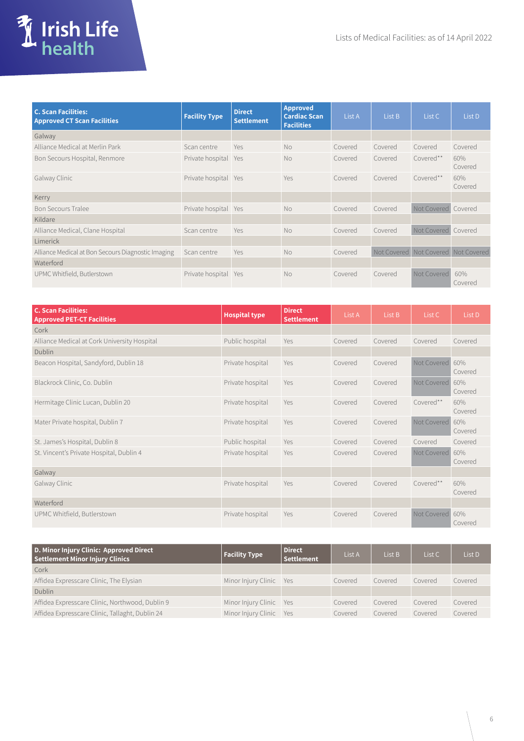Lists of Medical Facilities: as of 14 April 2022

| C. Scan Facilities: Approved CT Scan Facilities | Facility Type | Direct Settlement | Approved Cardiac Scan Facilities | List A | List B | List C | List D |
|---|---|---|---|---|---|---|---|
| Galway | | | | | | | |
| Alliance Medical at Merlin Park | Scan centre | Yes | No | Covered | Covered | Covered | Covered |
| Bon Secours Hospital, Renmore | Private hospital | Yes | No | Covered | Covered | Covered** | 60% Covered |
| Galway Clinic | Private hospital | Yes | Yes | Covered | Covered | Covered** | 60% Covered |
| Kerry | | | | | | | |
| Bon Secours Tralee | Private hospital | Yes | No | Covered | Covered | Not Covered | Covered |
| Kildare | | | | | | | |
| Alliance Medical, Clane Hospital | Scan centre | Yes | No | Covered | Covered | Not Covered | Covered |
| Limerick | | | | | | | |
| Alliance Medical at Bon Secours Diagnostic Imaging | Scan centre | Yes | No | Covered | Not Covered | Not Covered | Not Covered |
| Waterford | | | | | | | |
| UPMC Whitfield, Butlerstown | Private hospital | Yes | No | Covered | Covered | Not Covered | 60% Covered |

| C. Scan Facilities: Approved PET-CT Facilities | Hospital type | Direct Settlement | List A | List B | List C | List D |
|---|---|---|---|---|---|---|
| Cork | | | | | | |
| Alliance Medical at Cork University Hospital | Public hospital | Yes | Covered | Covered | Covered | Covered |
| Dublin | | | | | | |
| Beacon Hospital, Sandyford, Dublin 18 | Private hospital | Yes | Covered | Covered | Not Covered | 60% Covered |
| Blackrock Clinic, Co. Dublin | Private hospital | Yes | Covered | Covered | Not Covered | 60% Covered |
| Hermitage Clinic Lucan, Dublin 20 | Private hospital | Yes | Covered | Covered | Covered** | 60% Covered |
| Mater Private hospital, Dublin 7 | Private hospital | Yes | Covered | Covered | Not Covered | 60% Covered |
| St. James's Hospital, Dublin 8 | Public hospital | Yes | Covered | Covered | Covered | Covered |
| St. Vincent's Private Hospital, Dublin 4 | Private hospital | Yes | Covered | Covered | Not Covered | 60% Covered |
| Galway | | | | | | |
| Galway Clinic | Private hospital | Yes | Covered | Covered | Covered** | 60% Covered |
| Waterford | | | | | | |
| UPMC Whitfield, Butlerstown | Private hospital | Yes | Covered | Covered | Not Covered | 60% Covered |

| D. Minor Injury Clinic: Approved Direct Settlement Minor Injury Clinics | Facility Type | Direct Settlement | List A | List B | List C | List D |
|---|---|---|---|---|---|---|
| Cork | | | | | | |
| Affidea Expresscare Clinic, The Elysian | Minor Injury Clinic | Yes | Covered | Covered | Covered | Covered |
| Dublin | | | | | | |
| Affidea Expresscare Clinic, Northwood, Dublin 9 | Minor Injury Clinic | Yes | Covered | Covered | Covered | Covered |
| Affidea Expresscare Clinic, Tallaght, Dublin 24 | Minor Injury Clinic | Yes | Covered | Covered | Covered | Covered |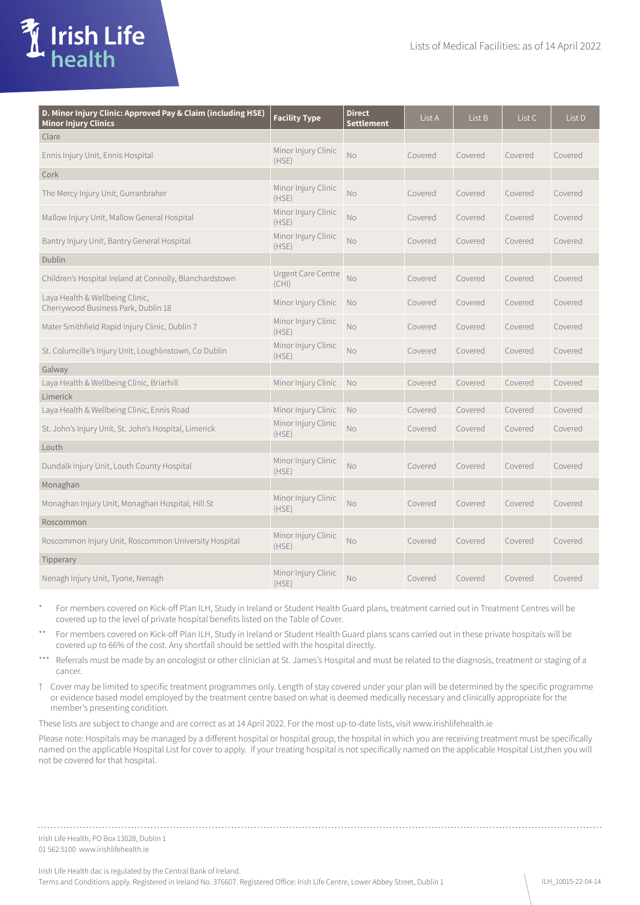Lists of Medical Facilities: as of 14 April 2022

| D. Minor Injury Clinic: Approved Pay & Claim (including HSE) Minor Injury Clinics | Facility Type | Direct Settlement | List A | List B | List C | List D |
|---|---|---|---|---|---|---|
| Clare | | | | | | |
| Ennis Injury Unit, Ennis Hospital | Minor Injury Clinic (HSE) | No | Covered | Covered | Covered | Covered |
| Cork | | | | | | |
| The Mercy Injury Unit, Gurranbraher | Minor Injury Clinic (HSE) | No | Covered | Covered | Covered | Covered |
| Mallow Injury Unit, Mallow General Hospital | Minor Injury Clinic (HSE) | No | Covered | Covered | Covered | Covered |
| Bantry Injury Unit, Bantry General Hospital | Minor Injury Clinic (HSE) | No | Covered | Covered | Covered | Covered |
| Dublin | | | | | | |
| Children's Hospital Ireland at Connolly, Blanchardstown | Urgent Care Centre (CHI) | No | Covered | Covered | Covered | Covered |
| Laya Health & Wellbeing Clinic, Cherrywood Business Park, Dublin 18 | Minor Injury Clinic | No | Covered | Covered | Covered | Covered |
| Mater Smithfield Rapid Injury Clinic, Dublin 7 | Minor Injury Clinic (HSE) | No | Covered | Covered | Covered | Covered |
| St. Columcille's Injury Unit, Loughlinstown, Co Dublin | Minor Injury Clinic (HSE) | No | Covered | Covered | Covered | Covered |
| Galway | | | | | | |
| Laya Health & Wellbeing Clinic, Briarhill | Minor Injury Clinic | No | Covered | Covered | Covered | Covered |
| Limerick | | | | | | |
| Laya Health & Wellbeing Clinic, Ennis Road | Minor Injury Clinic | No | Covered | Covered | Covered | Covered |
| St. John's Injury Unit, St. John's Hospital, Limerick | Minor Injury Clinic (HSE) | No | Covered | Covered | Covered | Covered |
| Louth | | | | | | |
| Dundalk Injury Unit, Louth County Hospital | Minor Injury Clinic (HSE) | No | Covered | Covered | Covered | Covered |
| Monaghan | | | | | | |
| Monaghan Injury Unit, Monaghan Hospital, Hill St | Minor Injury Clinic (HSE) | No | Covered | Covered | Covered | Covered |
| Roscommon | | | | | | |
| Roscommon Injury Unit, Roscommon University Hospital | Minor Injury Clinic (HSE) | No | Covered | Covered | Covered | Covered |
| Tipperary | | | | | | |
| Nenagh Injury Unit, Tyone, Nenagh | Minor Injury Clinic (HSE) | No | Covered | Covered | Covered | Covered |

\* For members covered on Kick-off Plan ILH, Study in Ireland or Student Health Guard plans, treatment carried out in Treatment Centres will be covered up to the level of private hospital benefits listed on the Table of Cover.

\*\* For members covered on Kick-off Plan ILH, Study in Ireland or Student Health Guard plans scans carried out in these private hospitals will be covered up to 66% of the cost. Any shortfall should be settled with the hospital directly.

\*\*\* Referrals must be made by an oncologist or other clinician at St. James's Hospital and must be related to the diagnosis, treatment or staging of a cancer.

† Cover may be limited to specific treatment programmes only. Length of stay covered under your plan will be determined by the specific programme or evidence based model employed by the treatment centre based on what is deemed medically necessary and clinically appropriate for the member's presenting condition.

These lists are subject to change and are correct as at 14 April 2022. For the most up-to-date lists, visit www.irishlifehealth.ie

Please note: Hospitals may be managed by a different hospital or hospital group, the hospital in which you are receiving treatment must be specifically named on the applicable Hospital List for cover to apply. If your treating hospital is not specifically named on the applicable Hospital List,then you will not be covered for that hospital.

Irish Life Health, PO Box 13028, Dublin 1
01 562 5100 www.irishlifehealth.ie

Irish Life Health dac is regulated by the Central Bank of Ireland.
Terms and Conditions apply. Registered in Ireland No. 376607. Registered Office: Irish Life Centre, Lower Abbey Street, Dublin 1

ILH_10015-22-04-14